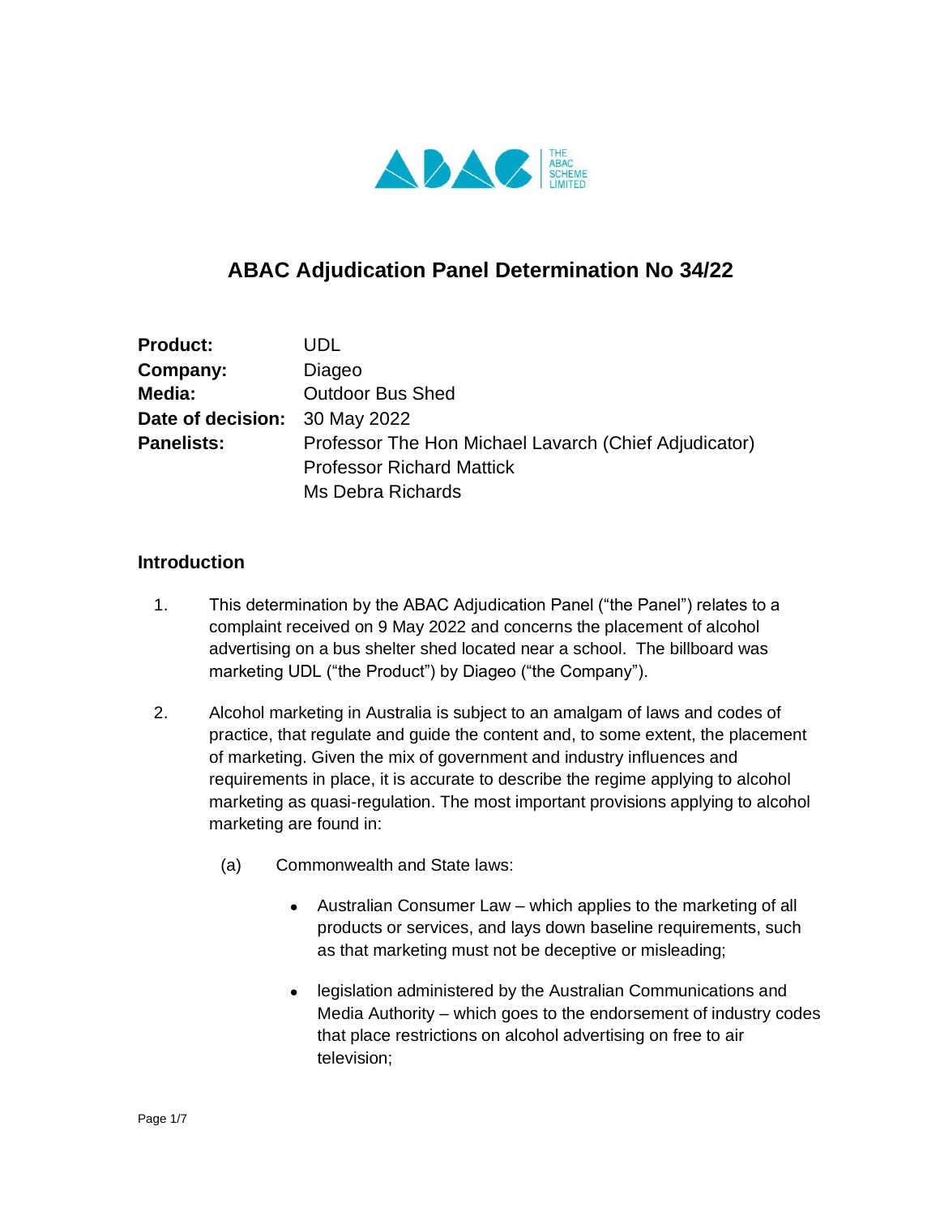# ABAC Adjudication Panel Determination No 34/22

| | |
|---|---|
| **Product:** | UDL |
| **Company:** | Diageo |
| **Media:** | Outdoor Bus Shed |
| **Date of decision:** | 30 May 2022 |
| **Panelists:** | Professor The Hon Michael Lavarch (Chief Adjudicator)<br>Professor Richard Mattick<br>Ms Debra Richards |

## Introduction

1. This determination by the ABAC Adjudication Panel ("the Panel") relates to a complaint received on 9 May 2022 and concerns the placement of alcohol advertising on a bus shelter shed located near a school. The billboard was marketing UDL ("the Product") by Diageo ("the Company").

2. Alcohol marketing in Australia is subject to an amalgam of laws and codes of practice, that regulate and guide the content and, to some extent, the placement of marketing. Given the mix of government and industry influences and requirements in place, it is accurate to describe the regime applying to alcohol marketing as quasi-regulation. The most important provisions applying to alcohol marketing are found in:

   (a) Commonwealth and State laws:

   - Australian Consumer Law – which applies to the marketing of all products or services, and lays down baseline requirements, such as that marketing must not be deceptive or misleading;

   - legislation administered by the Australian Communications and Media Authority – which goes to the endorsement of industry codes that place restrictions on alcohol advertising on free to air television;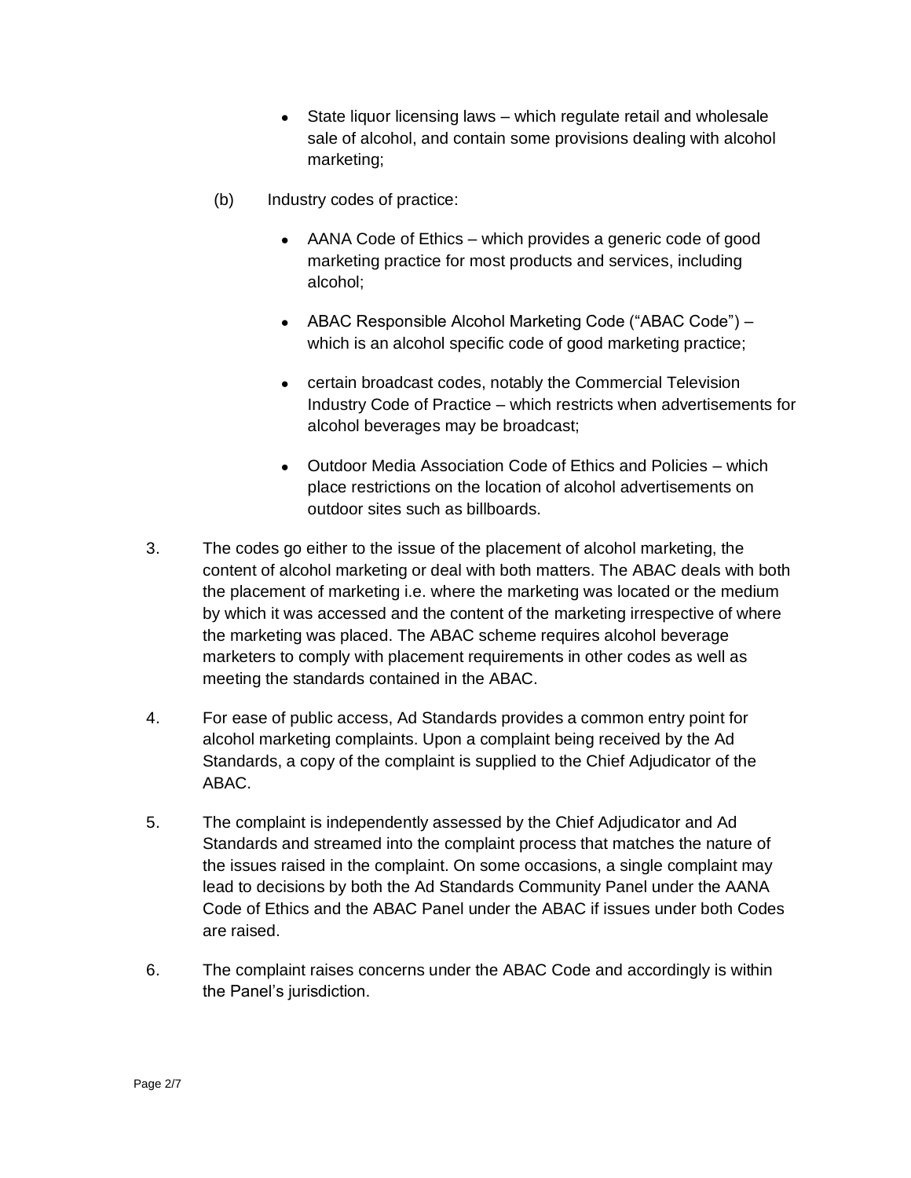- State liquor licensing laws – which regulate retail and wholesale sale of alcohol, and contain some provisions dealing with alcohol marketing;

(b) Industry codes of practice:

- AANA Code of Ethics – which provides a generic code of good marketing practice for most products and services, including alcohol;
- ABAC Responsible Alcohol Marketing Code ("ABAC Code") – which is an alcohol specific code of good marketing practice;
- certain broadcast codes, notably the Commercial Television Industry Code of Practice – which restricts when advertisements for alcohol beverages may be broadcast;
- Outdoor Media Association Code of Ethics and Policies – which place restrictions on the location of alcohol advertisements on outdoor sites such as billboards.

3. The codes go either to the issue of the placement of alcohol marketing, the content of alcohol marketing or deal with both matters. The ABAC deals with both the placement of marketing i.e. where the marketing was located or the medium by which it was accessed and the content of the marketing irrespective of where the marketing was placed. The ABAC scheme requires alcohol beverage marketers to comply with placement requirements in other codes as well as meeting the standards contained in the ABAC.

4. For ease of public access, Ad Standards provides a common entry point for alcohol marketing complaints. Upon a complaint being received by the Ad Standards, a copy of the complaint is supplied to the Chief Adjudicator of the ABAC.

5. The complaint is independently assessed by the Chief Adjudicator and Ad Standards and streamed into the complaint process that matches the nature of the issues raised in the complaint. On some occasions, a single complaint may lead to decisions by both the Ad Standards Community Panel under the AANA Code of Ethics and the ABAC Panel under the ABAC if issues under both Codes are raised.

6. The complaint raises concerns under the ABAC Code and accordingly is within the Panel's jurisdiction.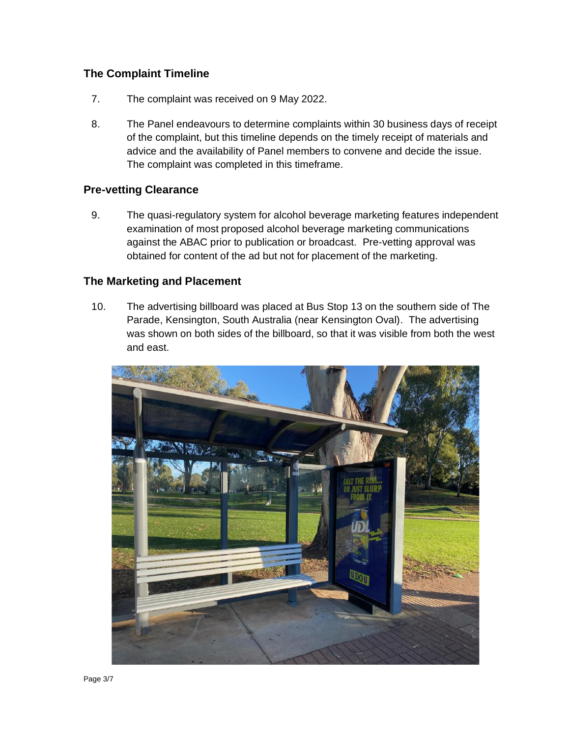## The Complaint Timeline

7. The complaint was received on 9 May 2022.

8. The Panel endeavours to determine complaints within 30 business days of receipt of the complaint, but this timeline depends on the timely receipt of materials and advice and the availability of Panel members to convene and decide the issue. The complaint was completed in this timeframe.

## Pre-vetting Clearance

9. The quasi-regulatory system for alcohol beverage marketing features independent examination of most proposed alcohol beverage marketing communications against the ABAC prior to publication or broadcast. Pre-vetting approval was obtained for content of the ad but not for placement of the marketing.

## The Marketing and Placement

10. The advertising billboard was placed at Bus Stop 13 on the southern side of The Parade, Kensington, South Australia (near Kensington Oval). The advertising was shown on both sides of the billboard, so that it was visible from both the west and east.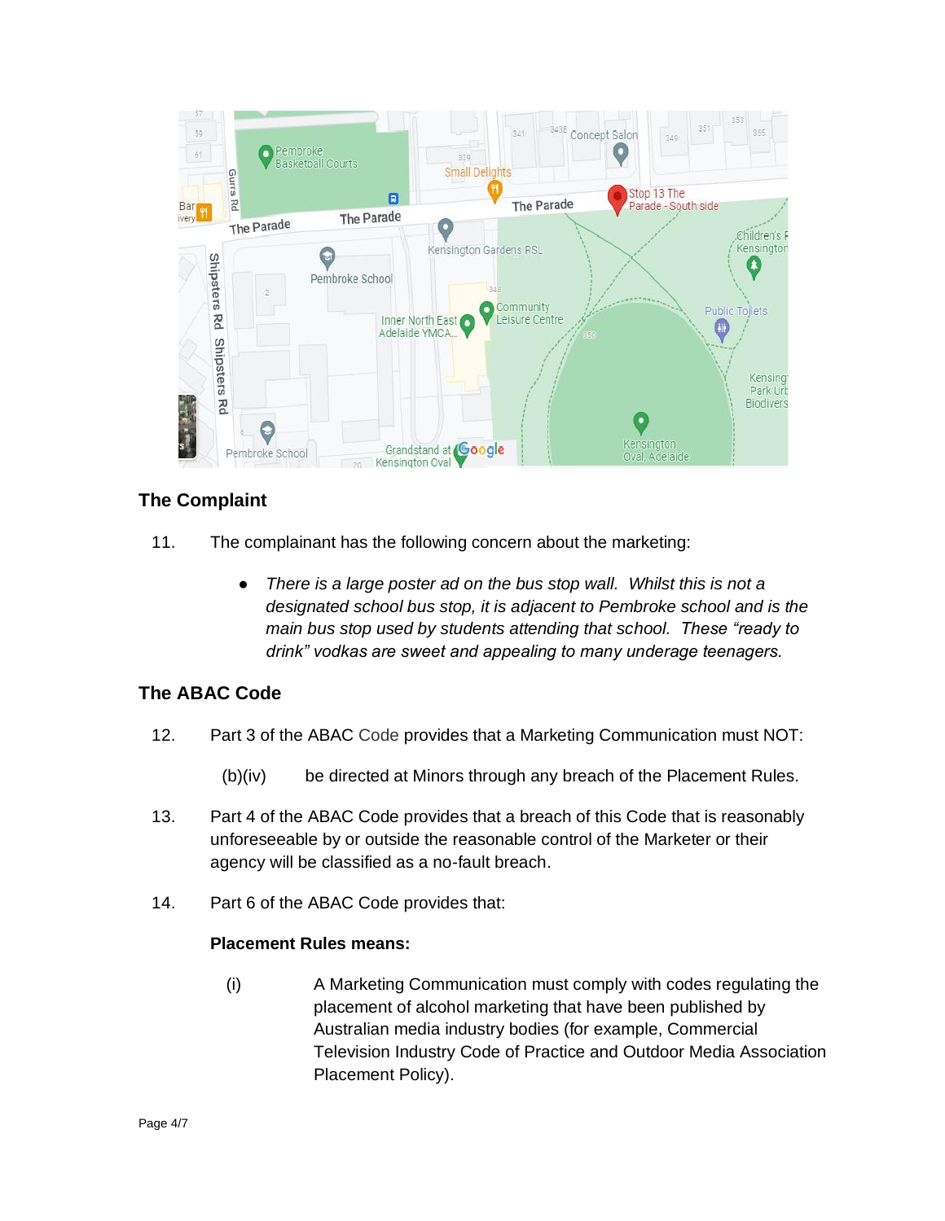## The Complaint

11. The complainant has the following concern about the marketing:

    - *There is a large poster ad on the bus stop wall. Whilst this is not a designated school bus stop, it is adjacent to Pembroke school and is the main bus stop used by students attending that school. These "ready to drink" vodkas are sweet and appealing to many underage teenagers.*

## The ABAC Code

12. Part 3 of the ABAC Code provides that a Marketing Communication must NOT:

    (b)(iv) be directed at Minors through any breach of the Placement Rules.

13. Part 4 of the ABAC Code provides that a breach of this Code that is reasonably unforeseeable by or outside the reasonable control of the Marketer or their agency will be classified as a no-fault breach.

14. Part 6 of the ABAC Code provides that:

    **Placement Rules means:**

    (i) A Marketing Communication must comply with codes regulating the placement of alcohol marketing that have been published by Australian media industry bodies (for example, Commercial Television Industry Code of Practice and Outdoor Media Association Placement Policy).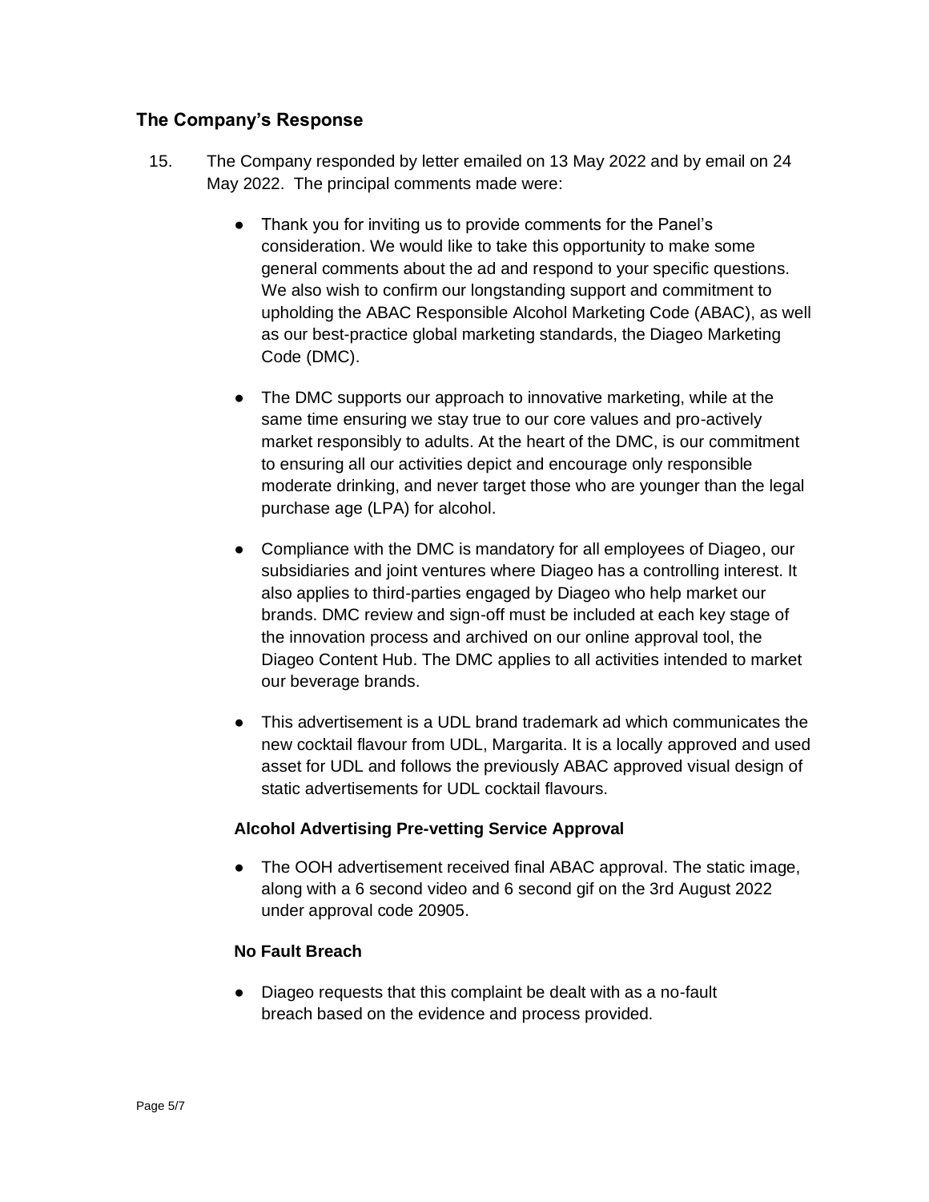## The Company's Response

15. The Company responded by letter emailed on 13 May 2022 and by email on 24 May 2022. The principal comments made were:

    - Thank you for inviting us to provide comments for the Panel's consideration. We would like to take this opportunity to make some general comments about the ad and respond to your specific questions. We also wish to confirm our longstanding support and commitment to upholding the ABAC Responsible Alcohol Marketing Code (ABAC), as well as our best-practice global marketing standards, the Diageo Marketing Code (DMC).

    - The DMC supports our approach to innovative marketing, while at the same time ensuring we stay true to our core values and pro-actively market responsibly to adults. At the heart of the DMC, is our commitment to ensuring all our activities depict and encourage only responsible moderate drinking, and never target those who are younger than the legal purchase age (LPA) for alcohol.

    - Compliance with the DMC is mandatory for all employees of Diageo, our subsidiaries and joint ventures where Diageo has a controlling interest. It also applies to third-parties engaged by Diageo who help market our brands. DMC review and sign-off must be included at each key stage of the innovation process and archived on our online approval tool, the Diageo Content Hub. The DMC applies to all activities intended to market our beverage brands.

    - This advertisement is a UDL brand trademark ad which communicates the new cocktail flavour from UDL, Margarita. It is a locally approved and used asset for UDL and follows the previously ABAC approved visual design of static advertisements for UDL cocktail flavours.

    **Alcohol Advertising Pre-vetting Service Approval**

    - The OOH advertisement received final ABAC approval. The static image, along with a 6 second video and 6 second gif on the 3rd August 2022 under approval code 20905.

    **No Fault Breach**

    - Diageo requests that this complaint be dealt with as a no-fault breach based on the evidence and process provided.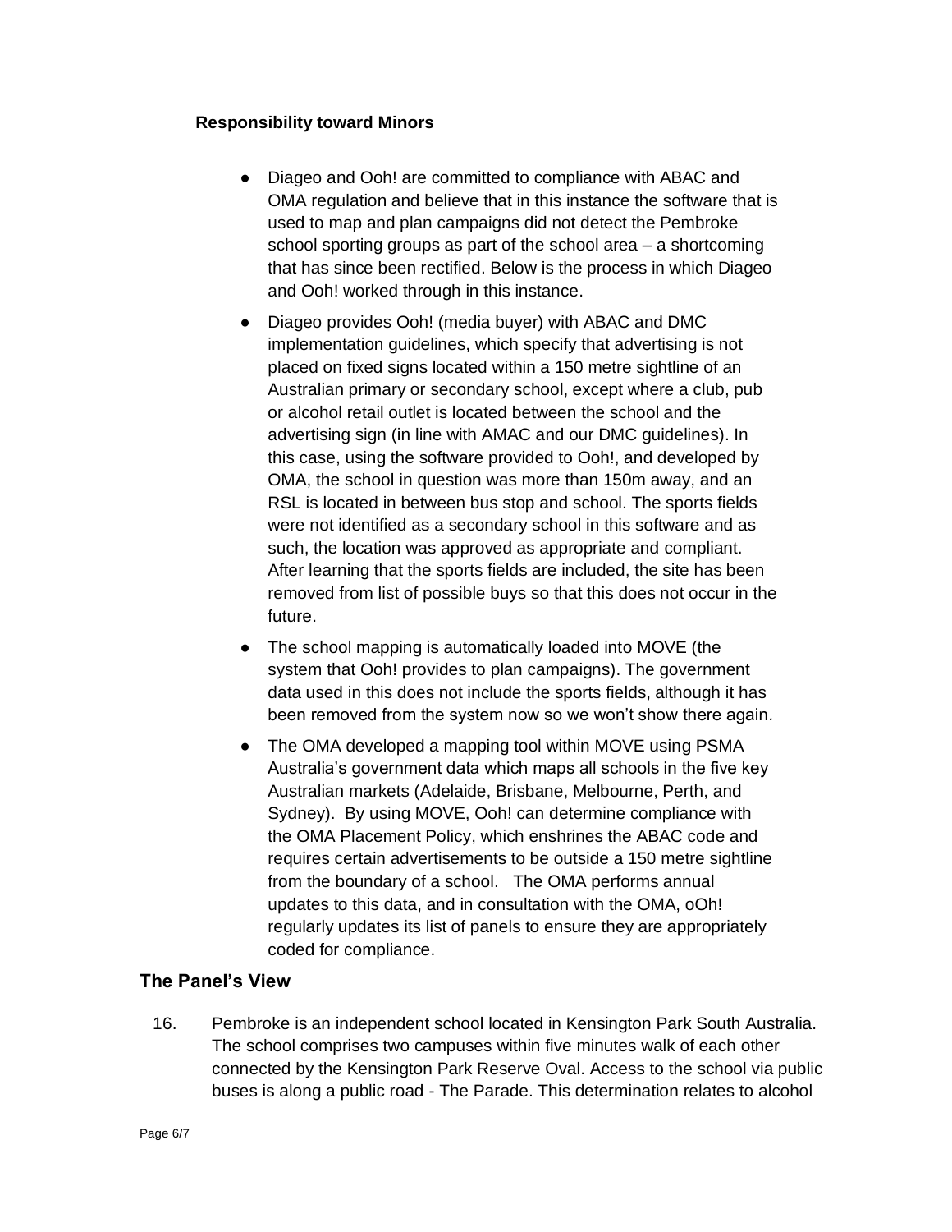**Responsibility toward Minors**

- Diageo and Ooh! are committed to compliance with ABAC and OMA regulation and believe that in this instance the software that is used to map and plan campaigns did not detect the Pembroke school sporting groups as part of the school area – a shortcoming that has since been rectified. Below is the process in which Diageo and Ooh! worked through in this instance.
- Diageo provides Ooh! (media buyer) with ABAC and DMC implementation guidelines, which specify that advertising is not placed on fixed signs located within a 150 metre sightline of an Australian primary or secondary school, except where a club, pub or alcohol retail outlet is located between the school and the advertising sign (in line with AMAC and our DMC guidelines). In this case, using the software provided to Ooh!, and developed by OMA, the school in question was more than 150m away, and an RSL is located in between bus stop and school. The sports fields were not identified as a secondary school in this software and as such, the location was approved as appropriate and compliant. After learning that the sports fields are included, the site has been removed from list of possible buys so that this does not occur in the future.
- The school mapping is automatically loaded into MOVE (the system that Ooh! provides to plan campaigns). The government data used in this does not include the sports fields, although it has been removed from the system now so we won't show there again.
- The OMA developed a mapping tool within MOVE using PSMA Australia's government data which maps all schools in the five key Australian markets (Adelaide, Brisbane, Melbourne, Perth, and Sydney). By using MOVE, Ooh! can determine compliance with the OMA Placement Policy, which enshrines the ABAC code and requires certain advertisements to be outside a 150 metre sightline from the boundary of a school. The OMA performs annual updates to this data, and in consultation with the OMA, oOh! regularly updates its list of panels to ensure they are appropriately coded for compliance.

## The Panel's View

16. Pembroke is an independent school located in Kensington Park South Australia. The school comprises two campuses within five minutes walk of each other connected by the Kensington Park Reserve Oval. Access to the school via public buses is along a public road - The Parade. This determination relates to alcohol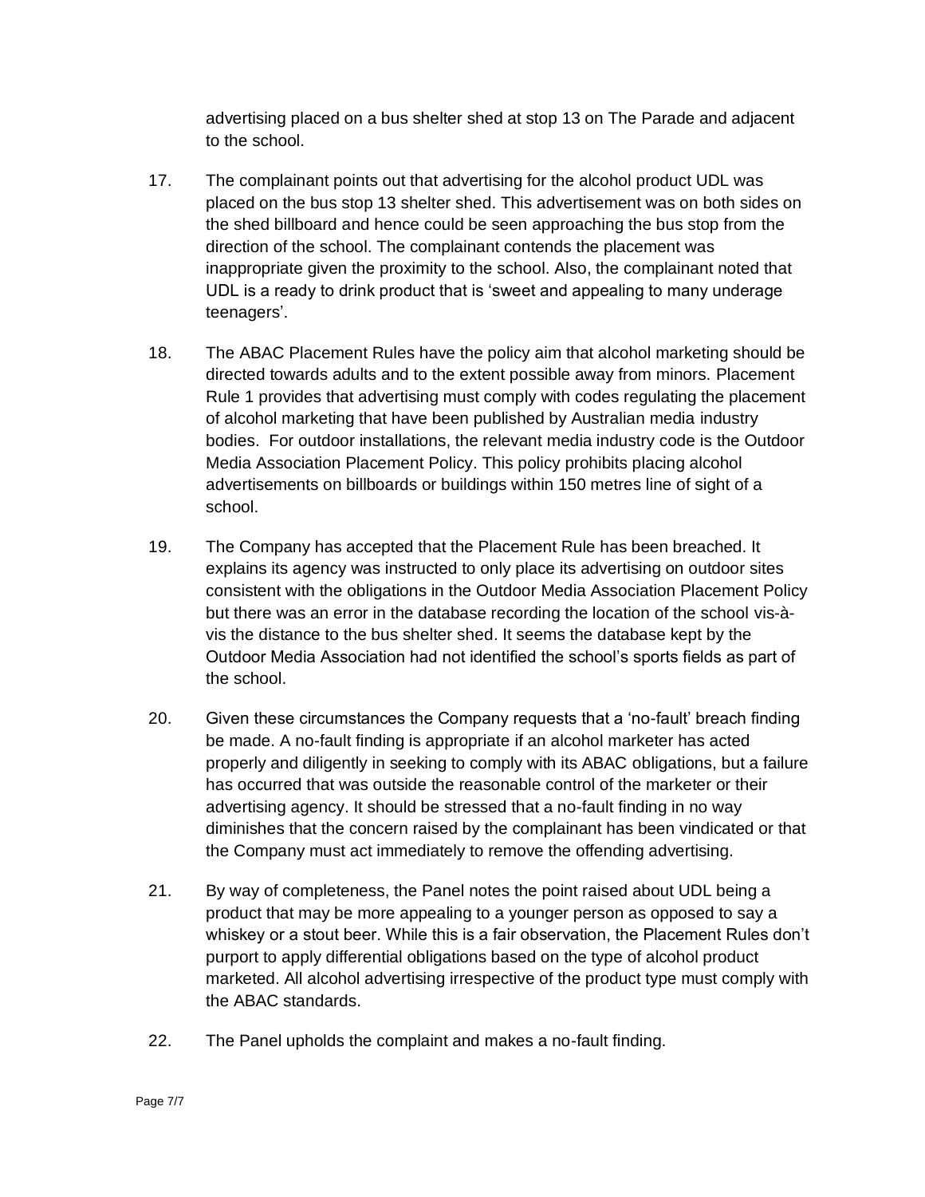advertising placed on a bus shelter shed at stop 13 on The Parade and adjacent to the school.

17. The complainant points out that advertising for the alcohol product UDL was placed on the bus stop 13 shelter shed. This advertisement was on both sides on the shed billboard and hence could be seen approaching the bus stop from the direction of the school. The complainant contends the placement was inappropriate given the proximity to the school. Also, the complainant noted that UDL is a ready to drink product that is 'sweet and appealing to many underage teenagers'.

18. The ABAC Placement Rules have the policy aim that alcohol marketing should be directed towards adults and to the extent possible away from minors. Placement Rule 1 provides that advertising must comply with codes regulating the placement of alcohol marketing that have been published by Australian media industry bodies. For outdoor installations, the relevant media industry code is the Outdoor Media Association Placement Policy. This policy prohibits placing alcohol advertisements on billboards or buildings within 150 metres line of sight of a school.

19. The Company has accepted that the Placement Rule has been breached. It explains its agency was instructed to only place its advertising on outdoor sites consistent with the obligations in the Outdoor Media Association Placement Policy but there was an error in the database recording the location of the school vis-à-vis the distance to the bus shelter shed. It seems the database kept by the Outdoor Media Association had not identified the school's sports fields as part of the school.

20. Given these circumstances the Company requests that a 'no-fault' breach finding be made. A no-fault finding is appropriate if an alcohol marketer has acted properly and diligently in seeking to comply with its ABAC obligations, but a failure has occurred that was outside the reasonable control of the marketer or their advertising agency. It should be stressed that a no-fault finding in no way diminishes that the concern raised by the complainant has been vindicated or that the Company must act immediately to remove the offending advertising.

21. By way of completeness, the Panel notes the point raised about UDL being a product that may be more appealing to a younger person as opposed to say a whiskey or a stout beer. While this is a fair observation, the Placement Rules don't purport to apply differential obligations based on the type of alcohol product marketed. All alcohol advertising irrespective of the product type must comply with the ABAC standards.

22. The Panel upholds the complaint and makes a no-fault finding.